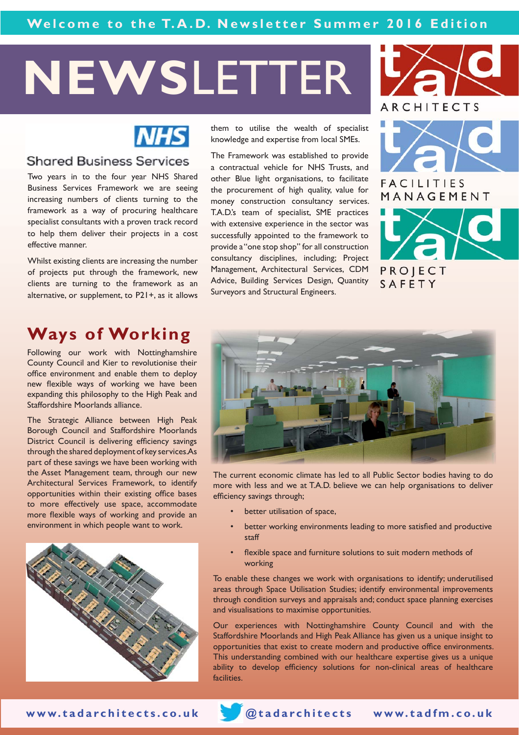Welcome to the T.A.D. Newsletter Summer 2016 Edition

# NEWSLETTER

ARCHITECTS

FACILITIES MANAGEMENT

PROJECT SAFETY

## Shared Business Services

Two years in to the four year NHS Shared Business Services Framework we are seeing increasing numbers of clients turning to the framework as a way of procuring healthcare specialist consultants with a proven track record to help them deliver their projects in a cost effective manner.

Whilst existing clients are increasing the number of projects put through the framework, new clients are turning to the framework as an alternative, or supplement, to P21+, as it allows them to utilise the wealth of specialist knowledge and expertise from local SMEs.

The Framework was established to provide a contractual vehicle for NHS Trusts, and other Blue light organisations, to facilitate the procurement of high quality, value for money construction consultancy services. T.A.D.'s team of specialist, SME practices with extensive experience in the sector was successfully appointed to the framework to provide a "one stop shop" for all construction consultancy disciplines, including; Project Management, Architectural Services, CDM Advice, Building Services Design, Quantity Surveyors and Structural Engineers.

## Ways of Working

Following our work with Nottinghamshire County Council and Kier to revolutionise their office environment and enable them to deploy new flexible ways of working we have been expanding this philosophy to the High Peak and Staffordshire Moorlands alliance.

The Strategic Alliance between High Peak Borough Council and Staffordshire Moorlands District Council is delivering efficiency savings through the shared deployment of key services.As part of these savings we have been working with the Asset Management team, through our new Architectural Services Framework, to identify opportunities within their existing office bases to more effectively use space, accommodate more flexible ways of working and provide an environment in which people want to work.

The current economic climate has led to all Public Sector bodies having to do more with less and we at T.A.D. believe we can help organisations to deliver efficiency savings through;

- better utilisation of space,
- better working environments leading to more satisfied and productive staff
- flexible space and furniture solutions to suit modern methods of working

To enable these changes we work with organisations to identify; underutilised areas through Space Utilisation Studies; identify environmental improvements through condition surveys and appraisals and; conduct space planning exercises and visualisations to maximise opportunities.

Our experiences with Nottinghamshire County Council and with the Staffordshire Moorlands and High Peak Alliance has given us a unique insight to opportunities that exist to create modern and productive office environments. This understanding combined with our healthcare expertise gives us a unique ability to develop efficiency solutions for non-clinical areas of healthcare facilities.

www.tadarchitects.co.uk @tadarchitects www.tadfm.co.uk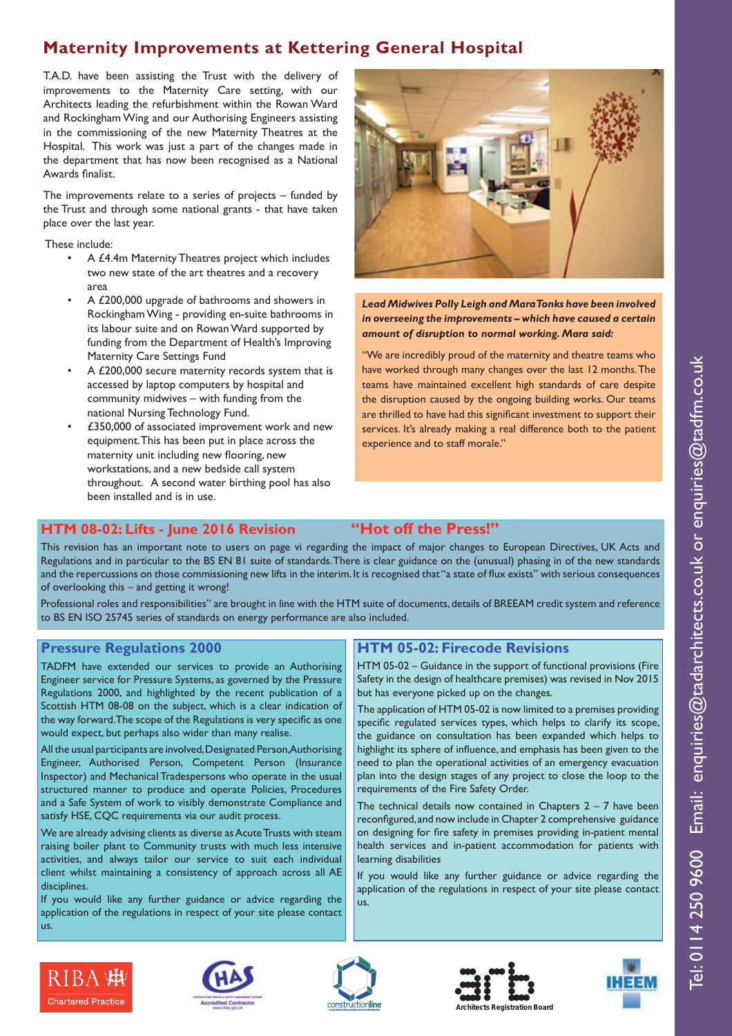## Maternity Improvements at Kettering General Hospital

T.A.D. have been assisting the Trust with the delivery of improvements to the Maternity Care setting, with our Architects leading the refurbishment within the Rowan Ward and Rockingham Wing and our Authorising Engineers assisting in the commissioning of the new Maternity Theatres at the Hospital. This work was just a part of the changes made in the department that has now been recognised as a National Awards finalist.

The improvements relate to a series of projects – funded by the Trust and through some national grants - that have taken place over the last year.

These include:

- A £4.4m Maternity Theatres project which includes two new state of the art theatres and a recovery area
- A £200,000 upgrade of bathrooms and showers in Rockingham Wing - providing en-suite bathrooms in its labour suite and on Rowan Ward supported by funding from the Department of Health's Improving Maternity Care Settings Fund
- A £200,000 secure maternity records system that is accessed by laptop computers by hospital and community midwives – with funding from the national Nursing Technology Fund.
- £350,000 of associated improvement work and new equipment. This has been put in place across the maternity unit including new flooring, new workstations, and a new bedside call system throughout. A second water birthing pool has also been installed and is in use.

***Lead Midwives Polly Leigh and Mara Tonks have been involved in overseeing the improvements – which have caused a certain amount of disruption to normal working. Mara said:***

"We are incredibly proud of the maternity and theatre teams who have worked through many changes over the last 12 months. The teams have maintained excellent high standards of care despite the disruption caused by the ongoing building works. Our teams are thrilled to have had this significant investment to support their services. It's already making a real difference both to the patient experience and to staff morale."

## HTM 08-02: Lifts - June 2016 Revision "Hot off the Press!"

This revision has an important note to users on page vi regarding the impact of major changes to European Directives, UK Acts and Regulations and in particular to the BS EN 81 suite of standards. There is clear guidance on the (unusual) phasing in of the new standards and the repercussions on those commissioning new lifts in the interim. It is recognised that "a state of flux exists" with serious consequences of overlooking this – and getting it wrong!

Professional roles and responsibilities" are brought in line with the HTM suite of documents, details of BREEAM credit system and reference to BS EN ISO 25745 series of standards on energy performance are also included.

## Pressure Regulations 2000

TADFM have extended our services to provide an Authorising Engineer service for Pressure Systems, as governed by the Pressure Regulations 2000, and highlighted by the recent publication of a Scottish HTM 08-08 on the subject, which is a clear indication of the way forward. The scope of the Regulations is very specific as one would expect, but perhaps also wider than many realise.

All the usual participants are involved, Designated Person, Authorising Engineer, Authorised Person, Competent Person (Insurance Inspector) and Mechanical Tradespersons who operate in the usual structured manner to produce and operate Policies, Procedures and a Safe System of work to visibly demonstrate Compliance and satisfy HSE, CQC requirements via our audit process.

We are already advising clients as diverse as Acute Trusts with steam raising boiler plant to Community trusts with much less intensive activities, and always tailor our service to suit each individual client whilst maintaining a consistency of approach across all AE disciplines.

If you would like any further guidance or advice regarding the application of the regulations in respect of your site please contact us.

## HTM 05-02: Firecode Revisions

HTM 05-02 – Guidance in the support of functional provisions (Fire Safety in the design of healthcare premises) was revised in Nov 2015 but has everyone picked up on the changes.

The application of HTM 05-02 is now limited to a premises providing specific regulated services types, which helps to clarify its scope, the guidance on consultation has been expanded which helps to highlight its sphere of influence, and emphasis has been given to the need to plan the operational activities of an emergency evacuation plan into the design stages of any project to close the loop to the requirements of the Fire Safety Order.

The technical details now contained in Chapters 2 – 7 have been reconfigured, and now include in Chapter 2 comprehensive guidance on designing for fire safety in premises providing in-patient mental health services and in-patient accommodation for patients with learning disabilities

If you would like any further guidance or advice regarding the application of the regulations in respect of your site please contact us.

RIBA Chartered Practice

CHAS Accredited Contractor

constructionline

Architects Registration Board

IHEEM

Tel: 0114 250 9600 Email: enquiries@tadarchitects.co.uk or enquiries@tadfm.co.uk